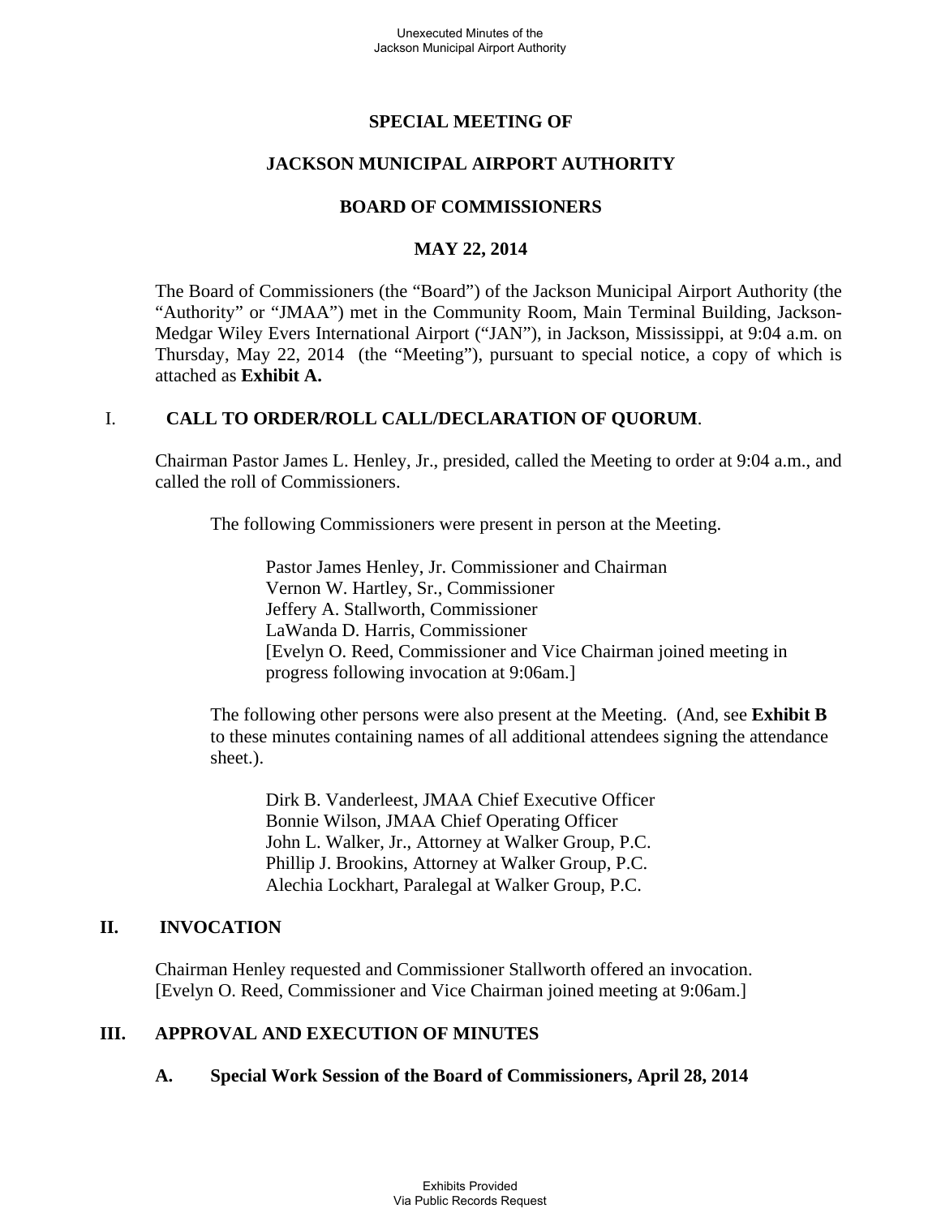# SPECIAL MEETING OF

# JACKSON MUNICIPAL AIRPORT AUTHORITY

# BOARD OF COMMISSIONERS

# MAY 22, 2014

The Board of Commissioners (the "Board") of the Jackson Municipal Airport Authority (the "Authority" or "JMAA") met in the Community Room, Main Terminal Building, Jackson-Medgar Wiley Evers International Airport ("JAN"), in Jackson, Mississippi, at 9:04 a.m. on Thursday, May 22, 2014 (the "Meeting"), pursuant to special notice, a copy of which is attached as **Exhibit A.**

## I. CALL TO ORDER/ROLL CALL/DECLARATION OF QUORUM.

Chairman Pastor James L. Henley, Jr., presided, called the Meeting to order at 9:04 a.m., and called the roll of Commissioners.

The following Commissioners were present in person at the Meeting.

Pastor James Henley, Jr. Commissioner and Chairman
Vernon W. Hartley, Sr., Commissioner
Jeffery A. Stallworth, Commissioner
LaWanda D. Harris, Commissioner
[Evelyn O. Reed, Commissioner and Vice Chairman joined meeting in progress following invocation at 9:06am.]

The following other persons were also present at the Meeting. (And, see **Exhibit B** to these minutes containing names of all additional attendees signing the attendance sheet.).

Dirk B. Vanderleest, JMAA Chief Executive Officer
Bonnie Wilson, JMAA Chief Operating Officer
John L. Walker, Jr., Attorney at Walker Group, P.C.
Phillip J. Brookins, Attorney at Walker Group, P.C.
Alechia Lockhart, Paralegal at Walker Group, P.C.

## II. INVOCATION

Chairman Henley requested and Commissioner Stallworth offered an invocation.
[Evelyn O. Reed, Commissioner and Vice Chairman joined meeting at 9:06am.]

## III. APPROVAL AND EXECUTION OF MINUTES

### A. Special Work Session of the Board of Commissioners, April 28, 2014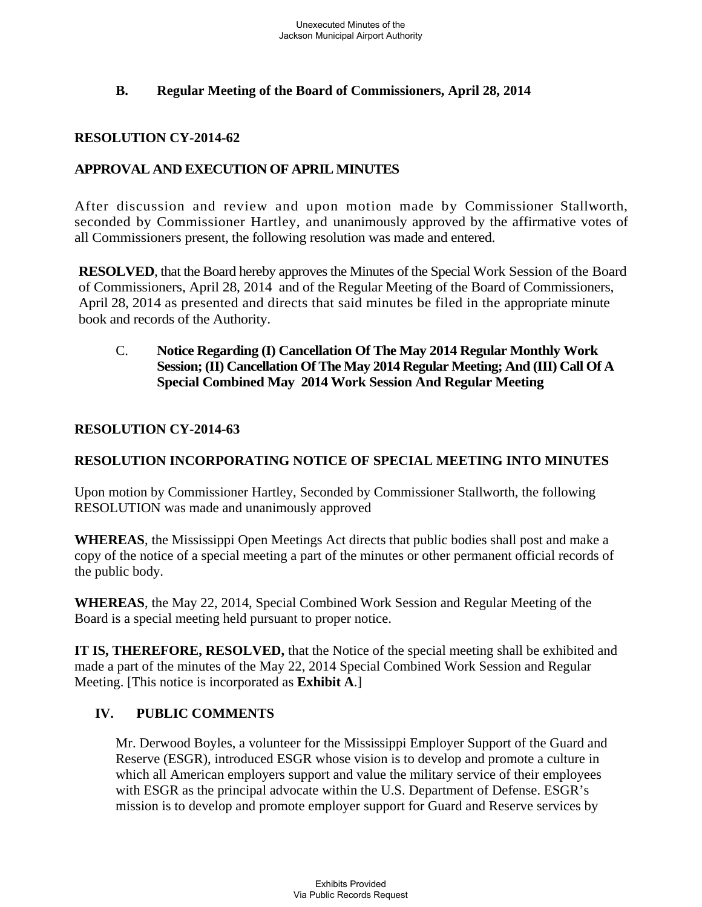**B. Regular Meeting of the Board of Commissioners, April 28, 2014**

**RESOLUTION CY-2014-62**

**APPROVAL AND EXECUTION OF APRIL MINUTES**

After discussion and review and upon motion made by Commissioner Stallworth, seconded by Commissioner Hartley, and unanimously approved by the affirmative votes of all Commissioners present, the following resolution was made and entered.

**RESOLVED**, that the Board hereby approves the Minutes of the Special Work Session of the Board of Commissioners, April 28, 2014 and of the Regular Meeting of the Board of Commissioners, April 28, 2014 as presented and directs that said minutes be filed in the appropriate minute book and records of the Authority.

C. **Notice Regarding (I) Cancellation Of The May 2014 Regular Monthly Work Session; (II) Cancellation Of The May 2014 Regular Meeting; And (III) Call Of A Special Combined May 2014 Work Session And Regular Meeting**

**RESOLUTION CY-2014-63**

**RESOLUTION INCORPORATING NOTICE OF SPECIAL MEETING INTO MINUTES**

Upon motion by Commissioner Hartley, Seconded by Commissioner Stallworth, the following RESOLUTION was made and unanimously approved

**WHEREAS**, the Mississippi Open Meetings Act directs that public bodies shall post and make a copy of the notice of a special meeting a part of the minutes or other permanent official records of the public body.

**WHEREAS**, the May 22, 2014, Special Combined Work Session and Regular Meeting of the Board is a special meeting held pursuant to proper notice.

**IT IS, THEREFORE, RESOLVED,** that the Notice of the special meeting shall be exhibited and made a part of the minutes of the May 22, 2014 Special Combined Work Session and Regular Meeting. [This notice is incorporated as **Exhibit A**.]

**IV. PUBLIC COMMENTS**

Mr. Derwood Boyles, a volunteer for the Mississippi Employer Support of the Guard and Reserve (ESGR), introduced ESGR whose vision is to develop and promote a culture in which all American employers support and value the military service of their employees with ESGR as the principal advocate within the U.S. Department of Defense. ESGR's mission is to develop and promote employer support for Guard and Reserve services by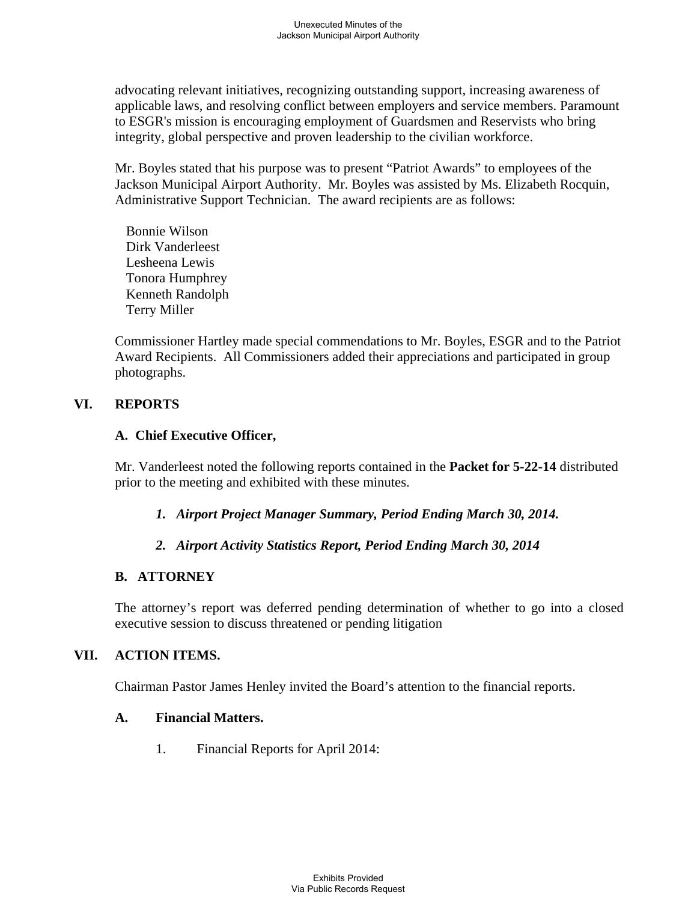advocating relevant initiatives, recognizing outstanding support, increasing awareness of applicable laws, and resolving conflict between employers and service members. Paramount to ESGR's mission is encouraging employment of Guardsmen and Reservists who bring integrity, global perspective and proven leadership to the civilian workforce.

Mr. Boyles stated that his purpose was to present “Patriot Awards” to employees of the Jackson Municipal Airport Authority. Mr. Boyles was assisted by Ms. Elizabeth Rocquin, Administrative Support Technician. The award recipients are as follows:

Bonnie Wilson
Dirk Vanderleest
Lesheena Lewis
Tonora Humphrey
Kenneth Randolph
Terry Miller

Commissioner Hartley made special commendations to Mr. Boyles, ESGR and to the Patriot Award Recipients. All Commissioners added their appreciations and participated in group photographs.

## VI. REPORTS

### A. Chief Executive Officer,

Mr. Vanderleest noted the following reports contained in the **Packet for 5-22-14** distributed prior to the meeting and exhibited with these minutes.

1. ***Airport Project Manager Summary, Period Ending March 30, 2014.***

2. ***Airport Activity Statistics Report, Period Ending March 30, 2014***

### B. ATTORNEY

The attorney’s report was deferred pending determination of whether to go into a closed executive session to discuss threatened or pending litigation

## VII. ACTION ITEMS.

Chairman Pastor James Henley invited the Board’s attention to the financial reports.

### A. Financial Matters.

1. Financial Reports for April 2014: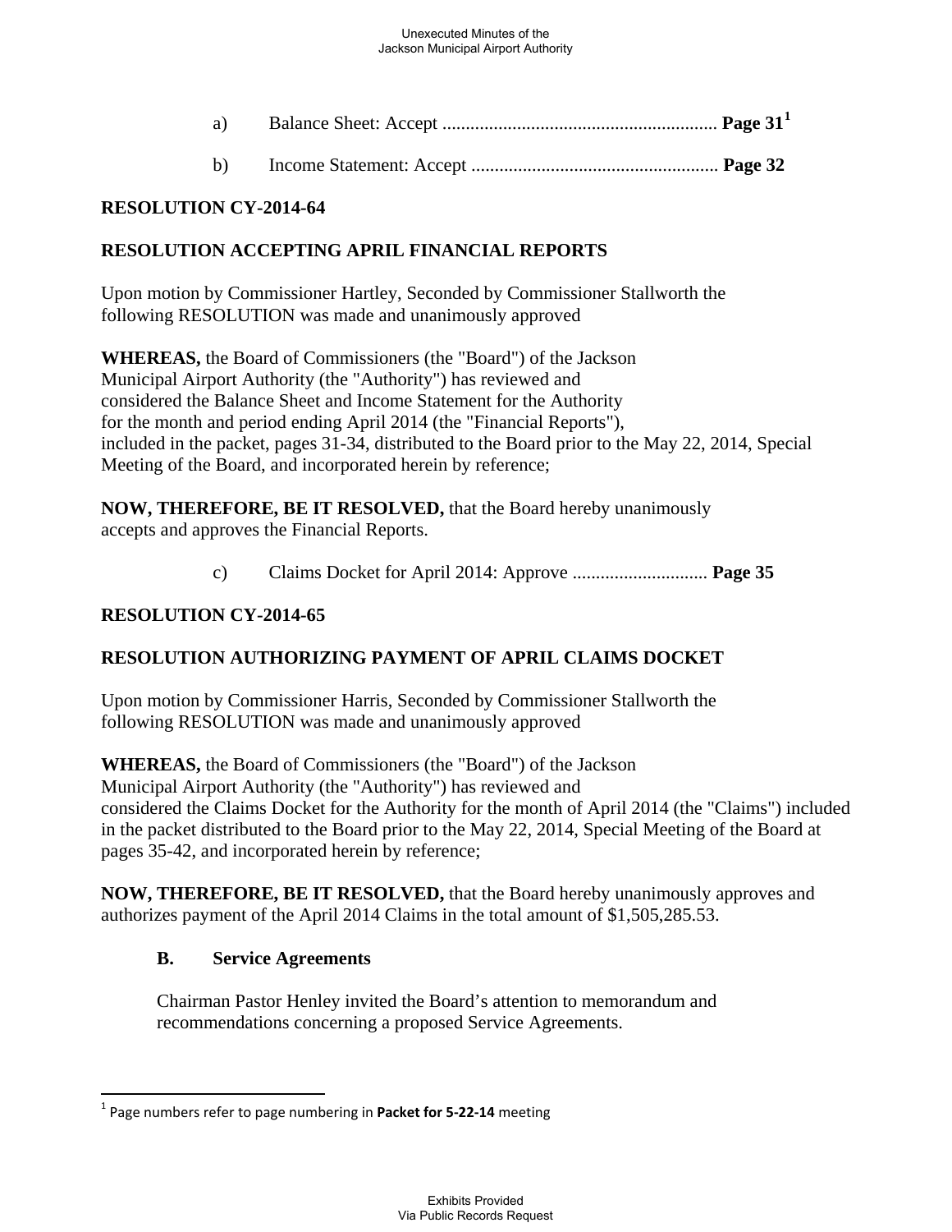a) Balance Sheet: Accept .......................................................... **Page 31**[1]

b) Income Statement: Accept .................................................... **Page 32**

**RESOLUTION CY-2014-64**

**RESOLUTION ACCEPTING APRIL FINANCIAL REPORTS**

Upon motion by Commissioner Hartley, Seconded by Commissioner Stallworth the following RESOLUTION was made and unanimously approved

**WHEREAS,** the Board of Commissioners (the "Board") of the Jackson Municipal Airport Authority (the "Authority") has reviewed and considered the Balance Sheet and Income Statement for the Authority for the month and period ending April 2014 (the "Financial Reports"), included in the packet, pages 31-34, distributed to the Board prior to the May 22, 2014, Special Meeting of the Board, and incorporated herein by reference;

**NOW, THEREFORE, BE IT RESOLVED,** that the Board hereby unanimously accepts and approves the Financial Reports.

c) Claims Docket for April 2014: Approve ............................ **Page 35**

**RESOLUTION CY-2014-65**

**RESOLUTION AUTHORIZING PAYMENT OF APRIL CLAIMS DOCKET**

Upon motion by Commissioner Harris, Seconded by Commissioner Stallworth the following RESOLUTION was made and unanimously approved

**WHEREAS,** the Board of Commissioners (the "Board") of the Jackson Municipal Airport Authority (the "Authority") has reviewed and considered the Claims Docket for the Authority for the month of April 2014 (the "Claims") included in the packet distributed to the Board prior to the May 22, 2014, Special Meeting of the Board at pages 35-42, and incorporated herein by reference;

**NOW, THEREFORE, BE IT RESOLVED,** that the Board hereby unanimously approves and authorizes payment of the April 2014 Claims in the total amount of $1,505,285.53.

**B. Service Agreements**

Chairman Pastor Henley invited the Board's attention to memorandum and recommendations concerning a proposed Service Agreements.

---

[1] Page numbers refer to page numbering in **Packet for 5-22-14** meeting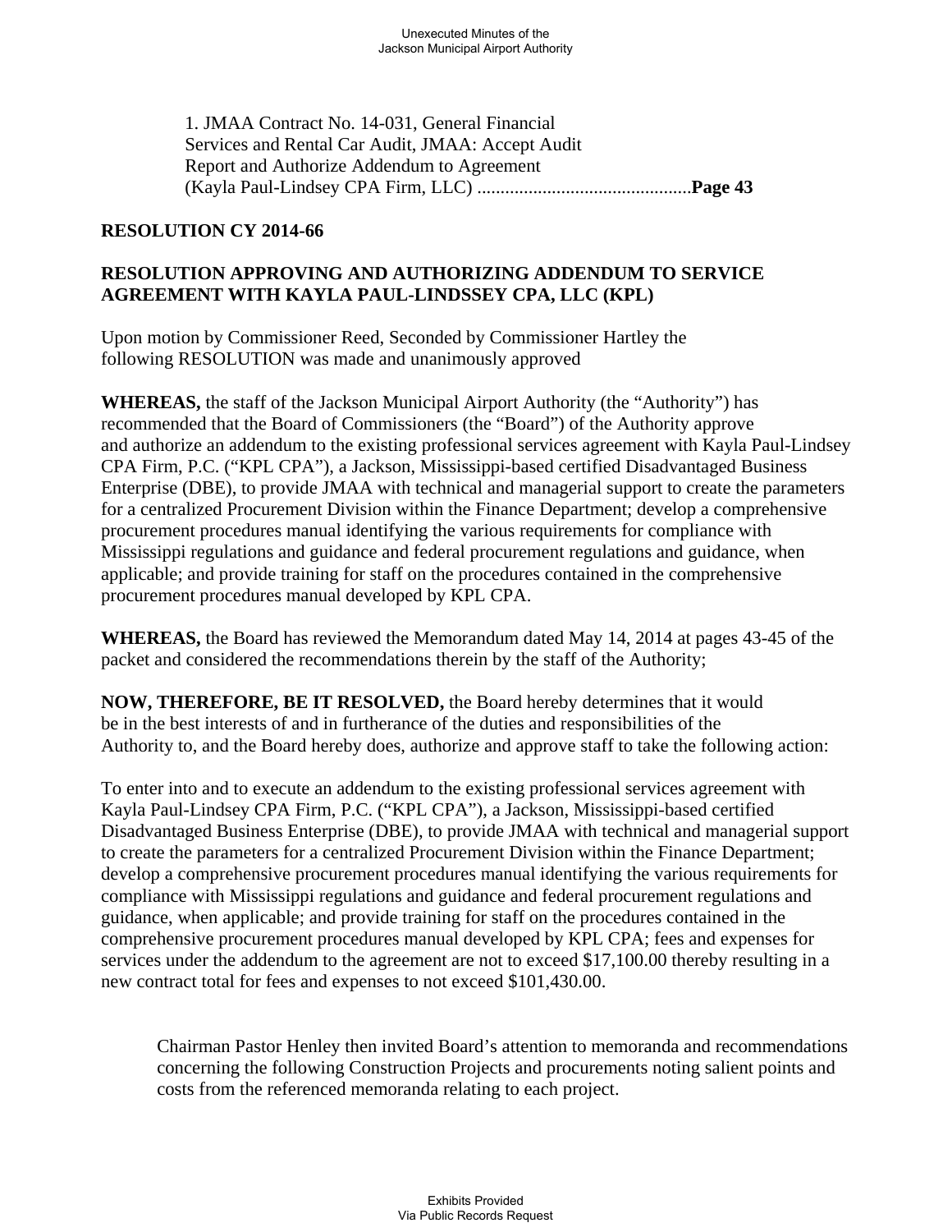1. JMAA Contract No. 14-031, General Financial Services and Rental Car Audit, JMAA: Accept Audit Report and Authorize Addendum to Agreement (Kayla Paul-Lindsey CPA Firm, LLC) .............................................**Page 43**

**RESOLUTION CY 2014-66**

**RESOLUTION APPROVING AND AUTHORIZING ADDENDUM TO SERVICE AGREEMENT WITH KAYLA PAUL-LINDSSEY CPA, LLC (KPL)**

Upon motion by Commissioner Reed, Seconded by Commissioner Hartley the following RESOLUTION was made and unanimously approved

**WHEREAS,** the staff of the Jackson Municipal Airport Authority (the "Authority") has recommended that the Board of Commissioners (the "Board") of the Authority approve and authorize an addendum to the existing professional services agreement with Kayla Paul-Lindsey CPA Firm, P.C. ("KPL CPA"), a Jackson, Mississippi-based certified Disadvantaged Business Enterprise (DBE), to provide JMAA with technical and managerial support to create the parameters for a centralized Procurement Division within the Finance Department; develop a comprehensive procurement procedures manual identifying the various requirements for compliance with Mississippi regulations and guidance and federal procurement regulations and guidance, when applicable; and provide training for staff on the procedures contained in the comprehensive procurement procedures manual developed by KPL CPA.

**WHEREAS,** the Board has reviewed the Memorandum dated May 14, 2014 at pages 43-45 of the packet and considered the recommendations therein by the staff of the Authority;

**NOW, THEREFORE, BE IT RESOLVED,** the Board hereby determines that it would be in the best interests of and in furtherance of the duties and responsibilities of the Authority to, and the Board hereby does, authorize and approve staff to take the following action:

To enter into and to execute an addendum to the existing professional services agreement with Kayla Paul-Lindsey CPA Firm, P.C. ("KPL CPA"), a Jackson, Mississippi-based certified Disadvantaged Business Enterprise (DBE), to provide JMAA with technical and managerial support to create the parameters for a centralized Procurement Division within the Finance Department; develop a comprehensive procurement procedures manual identifying the various requirements for compliance with Mississippi regulations and guidance and federal procurement regulations and guidance, when applicable; and provide training for staff on the procedures contained in the comprehensive procurement procedures manual developed by KPL CPA; fees and expenses for services under the addendum to the agreement are not to exceed $17,100.00 thereby resulting in a new contract total for fees and expenses to not exceed $101,430.00.

Chairman Pastor Henley then invited Board's attention to memoranda and recommendations concerning the following Construction Projects and procurements noting salient points and costs from the referenced memoranda relating to each project.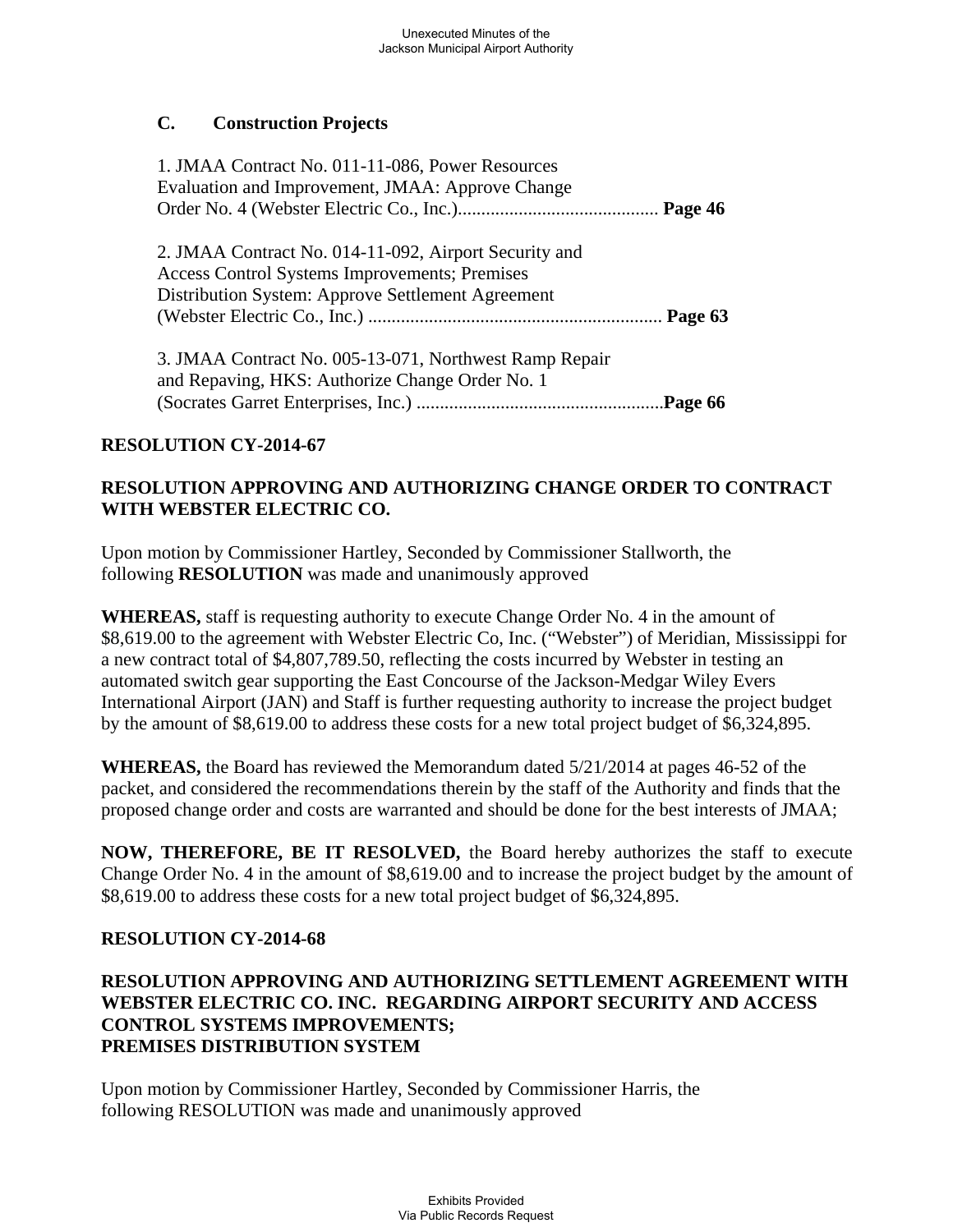## C. Construction Projects

1. JMAA Contract No. 011-11-086, Power Resources Evaluation and Improvement, JMAA: Approve Change Order No. 4 (Webster Electric Co., Inc.)........................................... **Page 46**

2. JMAA Contract No. 014-11-092, Airport Security and Access Control Systems Improvements; Premises Distribution System: Approve Settlement Agreement (Webster Electric Co., Inc.) ............................................................... **Page 63**

3. JMAA Contract No. 005-13-071, Northwest Ramp Repair and Repaving, HKS: Authorize Change Order No. 1 (Socrates Garret Enterprises, Inc.) .....................................................**Page 66**

**RESOLUTION CY-2014-67**

**RESOLUTION APPROVING AND AUTHORIZING CHANGE ORDER TO CONTRACT WITH WEBSTER ELECTRIC CO.**

Upon motion by Commissioner Hartley, Seconded by Commissioner Stallworth, the following **RESOLUTION** was made and unanimously approved

**WHEREAS,** staff is requesting authority to execute Change Order No. 4 in the amount of $8,619.00 to the agreement with Webster Electric Co, Inc. ("Webster") of Meridian, Mississippi for a new contract total of $4,807,789.50, reflecting the costs incurred by Webster in testing an automated switch gear supporting the East Concourse of the Jackson-Medgar Wiley Evers International Airport (JAN) and Staff is further requesting authority to increase the project budget by the amount of $8,619.00 to address these costs for a new total project budget of $6,324,895.

**WHEREAS,** the Board has reviewed the Memorandum dated 5/21/2014 at pages 46-52 of the packet, and considered the recommendations therein by the staff of the Authority and finds that the proposed change order and costs are warranted and should be done for the best interests of JMAA;

**NOW, THEREFORE, BE IT RESOLVED,** the Board hereby authorizes the staff to execute Change Order No. 4 in the amount of $8,619.00 and to increase the project budget by the amount of $8,619.00 to address these costs for a new total project budget of $6,324,895.

**RESOLUTION CY-2014-68**

**RESOLUTION APPROVING AND AUTHORIZING SETTLEMENT AGREEMENT WITH WEBSTER ELECTRIC CO. INC. REGARDING AIRPORT SECURITY AND ACCESS CONTROL SYSTEMS IMPROVEMENTS; PREMISES DISTRIBUTION SYSTEM**

Upon motion by Commissioner Hartley, Seconded by Commissioner Harris, the following RESOLUTION was made and unanimously approved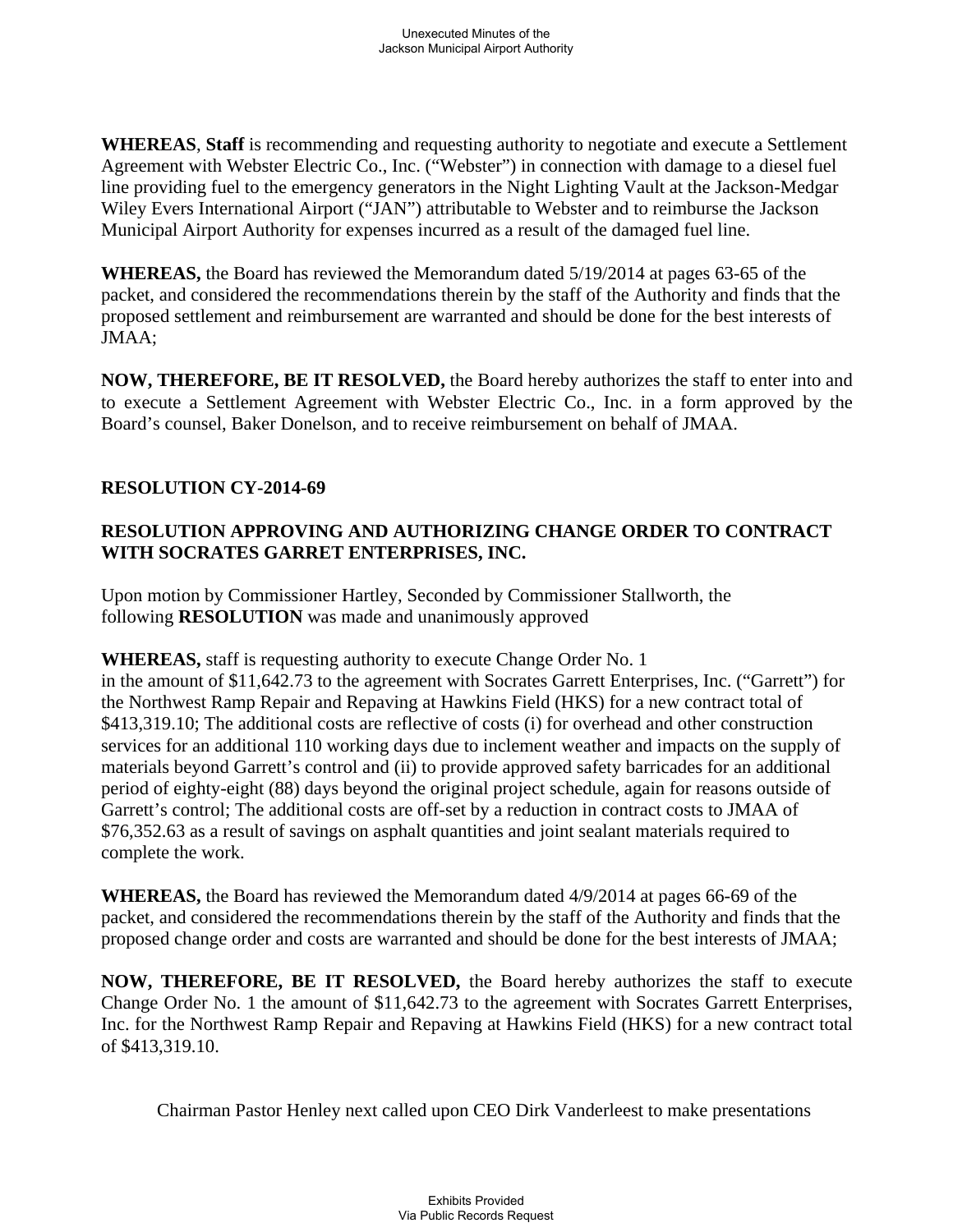**WHEREAS**, **Staff** is recommending and requesting authority to negotiate and execute a Settlement Agreement with Webster Electric Co., Inc. ("Webster") in connection with damage to a diesel fuel line providing fuel to the emergency generators in the Night Lighting Vault at the Jackson-Medgar Wiley Evers International Airport ("JAN") attributable to Webster and to reimburse the Jackson Municipal Airport Authority for expenses incurred as a result of the damaged fuel line.

**WHEREAS,** the Board has reviewed the Memorandum dated 5/19/2014 at pages 63-65 of the packet, and considered the recommendations therein by the staff of the Authority and finds that the proposed settlement and reimbursement are warranted and should be done for the best interests of JMAA;

**NOW, THEREFORE, BE IT RESOLVED,** the Board hereby authorizes the staff to enter into and to execute a Settlement Agreement with Webster Electric Co., Inc. in a form approved by the Board's counsel, Baker Donelson, and to receive reimbursement on behalf of JMAA.

**RESOLUTION CY-2014-69**

**RESOLUTION APPROVING AND AUTHORIZING CHANGE ORDER TO CONTRACT WITH SOCRATES GARRET ENTERPRISES, INC.**

Upon motion by Commissioner Hartley, Seconded by Commissioner Stallworth, the following **RESOLUTION** was made and unanimously approved

**WHEREAS,** staff is requesting authority to execute Change Order No. 1 in the amount of $11,642.73 to the agreement with Socrates Garrett Enterprises, Inc. ("Garrett") for the Northwest Ramp Repair and Repaving at Hawkins Field (HKS) for a new contract total of $413,319.10; The additional costs are reflective of costs (i) for overhead and other construction services for an additional 110 working days due to inclement weather and impacts on the supply of materials beyond Garrett's control and (ii) to provide approved safety barricades for an additional period of eighty-eight (88) days beyond the original project schedule, again for reasons outside of Garrett's control; The additional costs are off-set by a reduction in contract costs to JMAA of $76,352.63 as a result of savings on asphalt quantities and joint sealant materials required to complete the work.

**WHEREAS,** the Board has reviewed the Memorandum dated 4/9/2014 at pages 66-69 of the packet, and considered the recommendations therein by the staff of the Authority and finds that the proposed change order and costs are warranted and should be done for the best interests of JMAA;

**NOW, THEREFORE, BE IT RESOLVED,** the Board hereby authorizes the staff to execute Change Order No. 1 the amount of $11,642.73 to the agreement with Socrates Garrett Enterprises, Inc. for the Northwest Ramp Repair and Repaving at Hawkins Field (HKS) for a new contract total of $413,319.10.

Chairman Pastor Henley next called upon CEO Dirk Vanderleest to make presentations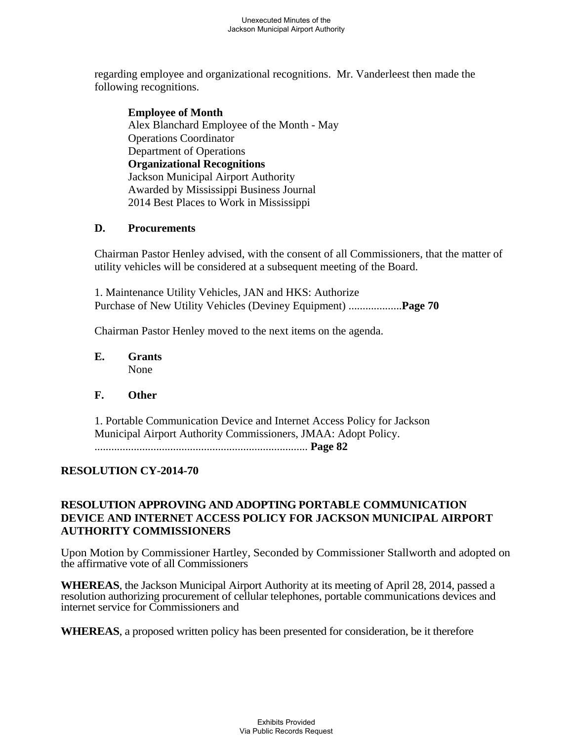regarding employee and organizational recognitions. Mr. Vanderleest then made the following recognitions.

**Employee of Month**
Alex Blanchard Employee of the Month - May
Operations Coordinator
Department of Operations
**Organizational Recognitions**
Jackson Municipal Airport Authority
Awarded by Mississippi Business Journal
2014 Best Places to Work in Mississippi

**D. Procurements**

Chairman Pastor Henley advised, with the consent of all Commissioners, that the matter of utility vehicles will be considered at a subsequent meeting of the Board.

1. Maintenance Utility Vehicles, JAN and HKS: Authorize Purchase of New Utility Vehicles (Deviney Equipment) ..................**Page 70**

Chairman Pastor Henley moved to the next items on the agenda.

**E. Grants**
None

**F. Other**

1. Portable Communication Device and Internet Access Policy for Jackson Municipal Airport Authority Commissioners, JMAA: Adopt Policy. ............................................................................ **Page 82**

**RESOLUTION CY-2014-70**

**RESOLUTION APPROVING AND ADOPTING PORTABLE COMMUNICATION DEVICE AND INTERNET ACCESS POLICY FOR JACKSON MUNICIPAL AIRPORT AUTHORITY COMMISSIONERS**

Upon Motion by Commissioner Hartley, Seconded by Commissioner Stallworth and adopted on the affirmative vote of all Commissioners

**WHEREAS**, the Jackson Municipal Airport Authority at its meeting of April 28, 2014, passed a resolution authorizing procurement of cellular telephones, portable communications devices and internet service for Commissioners and

**WHEREAS**, a proposed written policy has been presented for consideration, be it therefore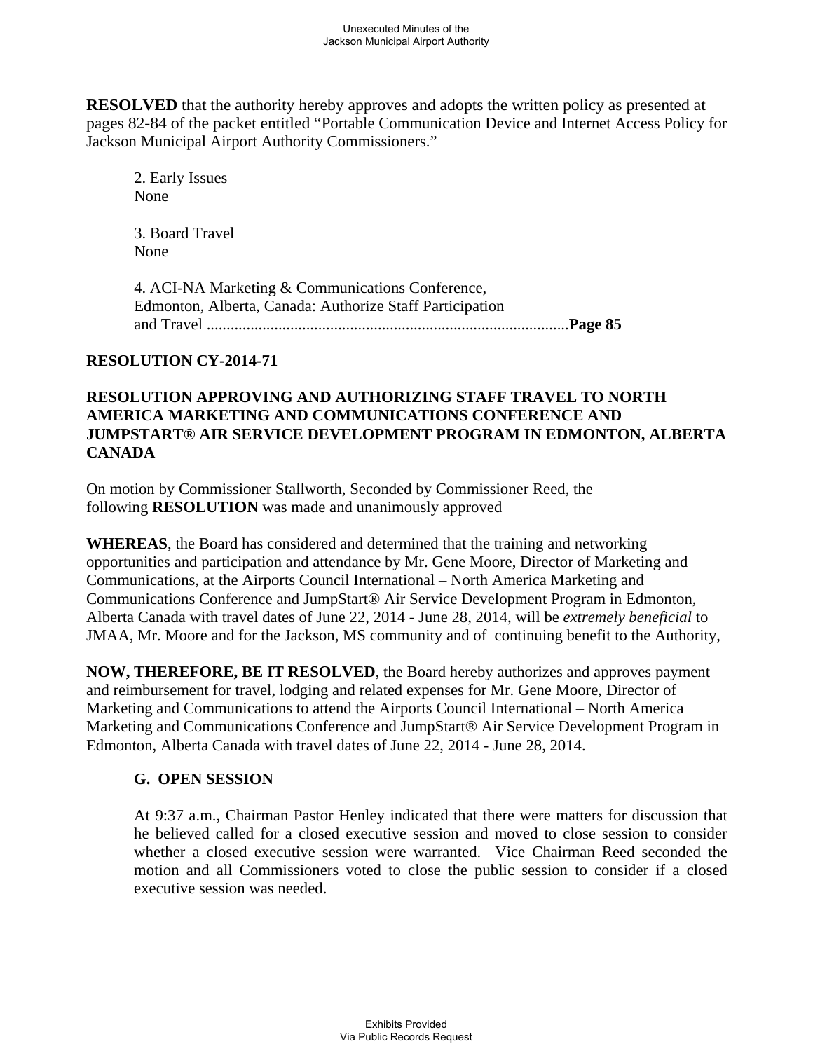**RESOLVED** that the authority hereby approves and adopts the written policy as presented at pages 82-84 of the packet entitled "Portable Communication Device and Internet Access Policy for Jackson Municipal Airport Authority Commissioners."

2. Early Issues
None

3. Board Travel
None

4. ACI-NA Marketing & Communications Conference, Edmonton, Alberta, Canada: Authorize Staff Participation and Travel ............................................................................................**Page 85**

**RESOLUTION CY-2014-71**

**RESOLUTION APPROVING AND AUTHORIZING STAFF TRAVEL TO NORTH AMERICA MARKETING AND COMMUNICATIONS CONFERENCE AND JUMPSTART® AIR SERVICE DEVELOPMENT PROGRAM IN EDMONTON, ALBERTA CANADA**

On motion by Commissioner Stallworth, Seconded by Commissioner Reed, the following **RESOLUTION** was made and unanimously approved

**WHEREAS**, the Board has considered and determined that the training and networking opportunities and participation and attendance by Mr. Gene Moore, Director of Marketing and Communications, at the Airports Council International – North America Marketing and Communications Conference and JumpStart® Air Service Development Program in Edmonton, Alberta Canada with travel dates of June 22, 2014 - June 28, 2014, will be *extremely beneficial* to JMAA, Mr. Moore and for the Jackson, MS community and of continuing benefit to the Authority,

**NOW, THEREFORE, BE IT RESOLVED**, the Board hereby authorizes and approves payment and reimbursement for travel, lodging and related expenses for Mr. Gene Moore, Director of Marketing and Communications to attend the Airports Council International – North America Marketing and Communications Conference and JumpStart® Air Service Development Program in Edmonton, Alberta Canada with travel dates of June 22, 2014 - June 28, 2014.

**G. OPEN SESSION**

At 9:37 a.m., Chairman Pastor Henley indicated that there were matters for discussion that he believed called for a closed executive session and moved to close session to consider whether a closed executive session were warranted. Vice Chairman Reed seconded the motion and all Commissioners voted to close the public session to consider if a closed executive session was needed.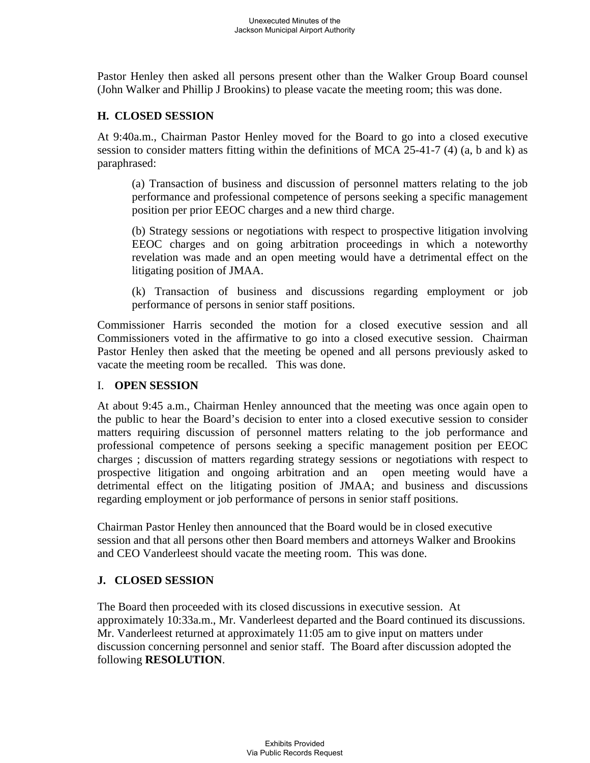Pastor Henley then asked all persons present other than the Walker Group Board counsel (John Walker and Phillip J Brookins) to please vacate the meeting room; this was done.

## H. CLOSED SESSION

At 9:40a.m., Chairman Pastor Henley moved for the Board to go into a closed executive session to consider matters fitting within the definitions of MCA 25-41-7 (4) (a, b and k) as paraphrased:

> (a) Transaction of business and discussion of personnel matters relating to the job performance and professional competence of persons seeking a specific management position per prior EEOC charges and a new third charge.
>
> (b) Strategy sessions or negotiations with respect to prospective litigation involving EEOC charges and on going arbitration proceedings in which a noteworthy revelation was made and an open meeting would have a detrimental effect on the litigating position of JMAA.
>
> (k) Transaction of business and discussions regarding employment or job performance of persons in senior staff positions.

Commissioner Harris seconded the motion for a closed executive session and all Commissioners voted in the affirmative to go into a closed executive session. Chairman Pastor Henley then asked that the meeting be opened and all persons previously asked to vacate the meeting room be recalled. This was done.

## I. OPEN SESSION

At about 9:45 a.m., Chairman Henley announced that the meeting was once again open to the public to hear the Board's decision to enter into a closed executive session to consider matters requiring discussion of personnel matters relating to the job performance and professional competence of persons seeking a specific management position per EEOC charges ; discussion of matters regarding strategy sessions or negotiations with respect to prospective litigation and ongoing arbitration and an open meeting would have a detrimental effect on the litigating position of JMAA; and business and discussions regarding employment or job performance of persons in senior staff positions.

Chairman Pastor Henley then announced that the Board would be in closed executive session and that all persons other then Board members and attorneys Walker and Brookins and CEO Vanderleest should vacate the meeting room. This was done.

## J. CLOSED SESSION

The Board then proceeded with its closed discussions in executive session. At approximately 10:33a.m., Mr. Vanderleest departed and the Board continued its discussions. Mr. Vanderleest returned at approximately 11:05 am to give input on matters under discussion concerning personnel and senior staff. The Board after discussion adopted the following **RESOLUTION**.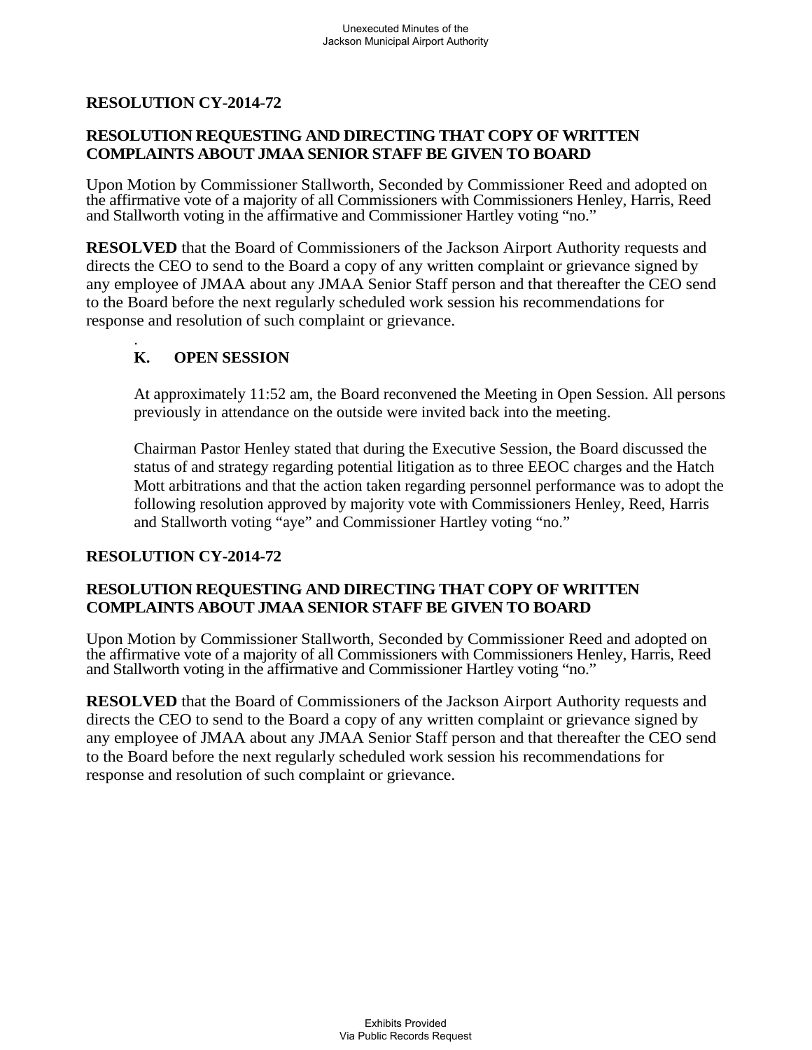**RESOLUTION CY-2014-72**

**RESOLUTION REQUESTING AND DIRECTING THAT COPY OF WRITTEN COMPLAINTS ABOUT JMAA SENIOR STAFF BE GIVEN TO BOARD**

Upon Motion by Commissioner Stallworth, Seconded by Commissioner Reed and adopted on the affirmative vote of a majority of all Commissioners with Commissioners Henley, Harris, Reed and Stallworth voting in the affirmative and Commissioner Hartley voting "no."

**RESOLVED** that the Board of Commissioners of the Jackson Airport Authority requests and directs the CEO to send to the Board a copy of any written complaint or grievance signed by any employee of JMAA about any JMAA Senior Staff person and that thereafter the CEO send to the Board before the next regularly scheduled work session his recommendations for response and resolution of such complaint or grievance.

.

## K. OPEN SESSION

At approximately 11:52 am, the Board reconvened the Meeting in Open Session. All persons previously in attendance on the outside were invited back into the meeting.

Chairman Pastor Henley stated that during the Executive Session, the Board discussed the status of and strategy regarding potential litigation as to three EEOC charges and the Hatch Mott arbitrations and that the action taken regarding personnel performance was to adopt the following resolution approved by majority vote with Commissioners Henley, Reed, Harris and Stallworth voting "aye" and Commissioner Hartley voting "no."

**RESOLUTION CY-2014-72**

**RESOLUTION REQUESTING AND DIRECTING THAT COPY OF WRITTEN COMPLAINTS ABOUT JMAA SENIOR STAFF BE GIVEN TO BOARD**

Upon Motion by Commissioner Stallworth, Seconded by Commissioner Reed and adopted on the affirmative vote of a majority of all Commissioners with Commissioners Henley, Harris, Reed and Stallworth voting in the affirmative and Commissioner Hartley voting "no."

**RESOLVED** that the Board of Commissioners of the Jackson Airport Authority requests and directs the CEO to send to the Board a copy of any written complaint or grievance signed by any employee of JMAA about any JMAA Senior Staff person and that thereafter the CEO send to the Board before the next regularly scheduled work session his recommendations for response and resolution of such complaint or grievance.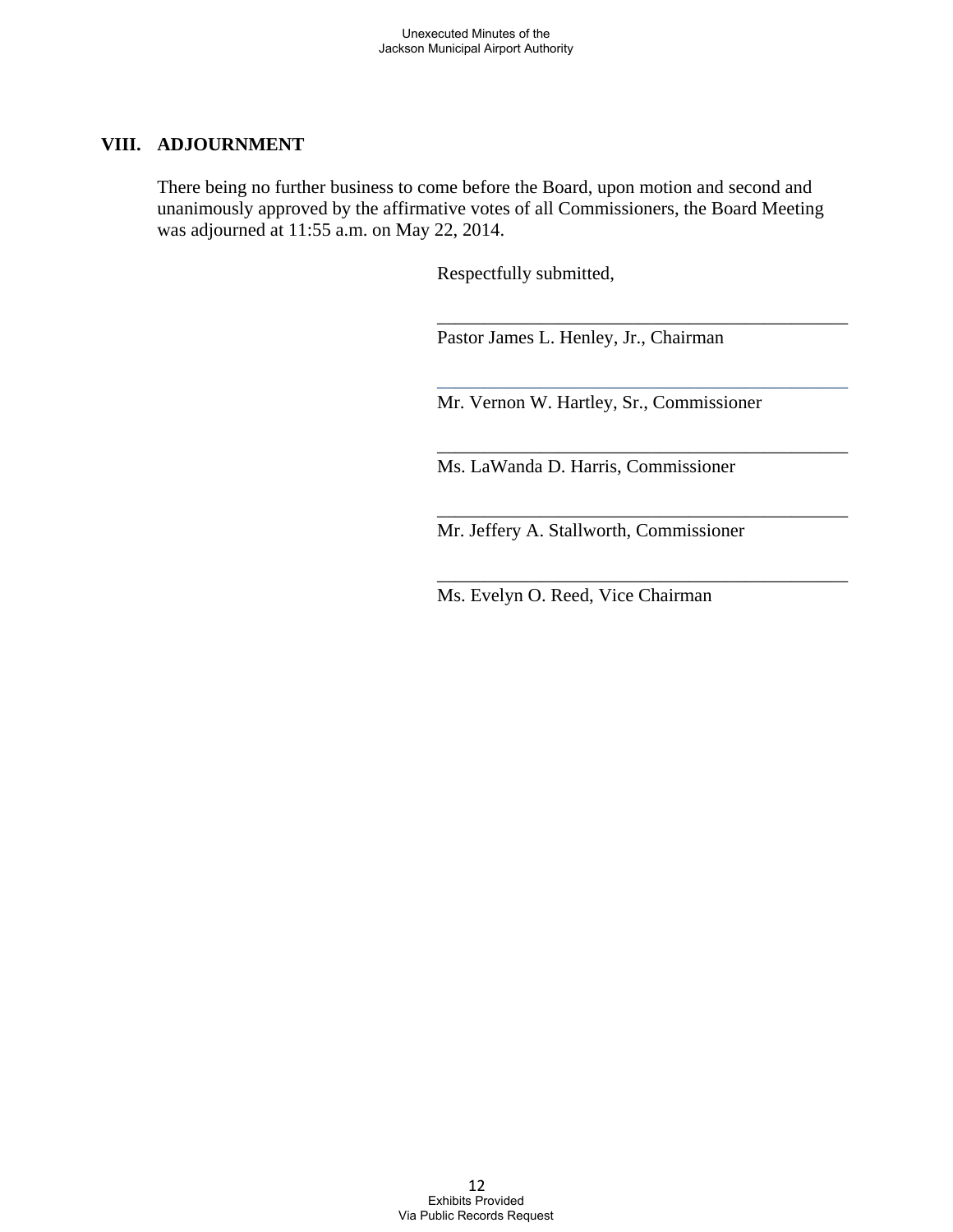## VIII. ADJOURNMENT

There being no further business to come before the Board, upon motion and second and unanimously approved by the affirmative votes of all Commissioners, the Board Meeting was adjourned at 11:55 a.m. on May 22, 2014.

Respectfully submitted,

______________________________________________
Pastor James L. Henley, Jr., Chairman

______________________________________________
Mr. Vernon W. Hartley, Sr., Commissioner

______________________________________________
Ms. LaWanda D. Harris, Commissioner

______________________________________________
Mr. Jeffery A. Stallworth, Commissioner

______________________________________________
Ms. Evelyn O. Reed, Vice Chairman